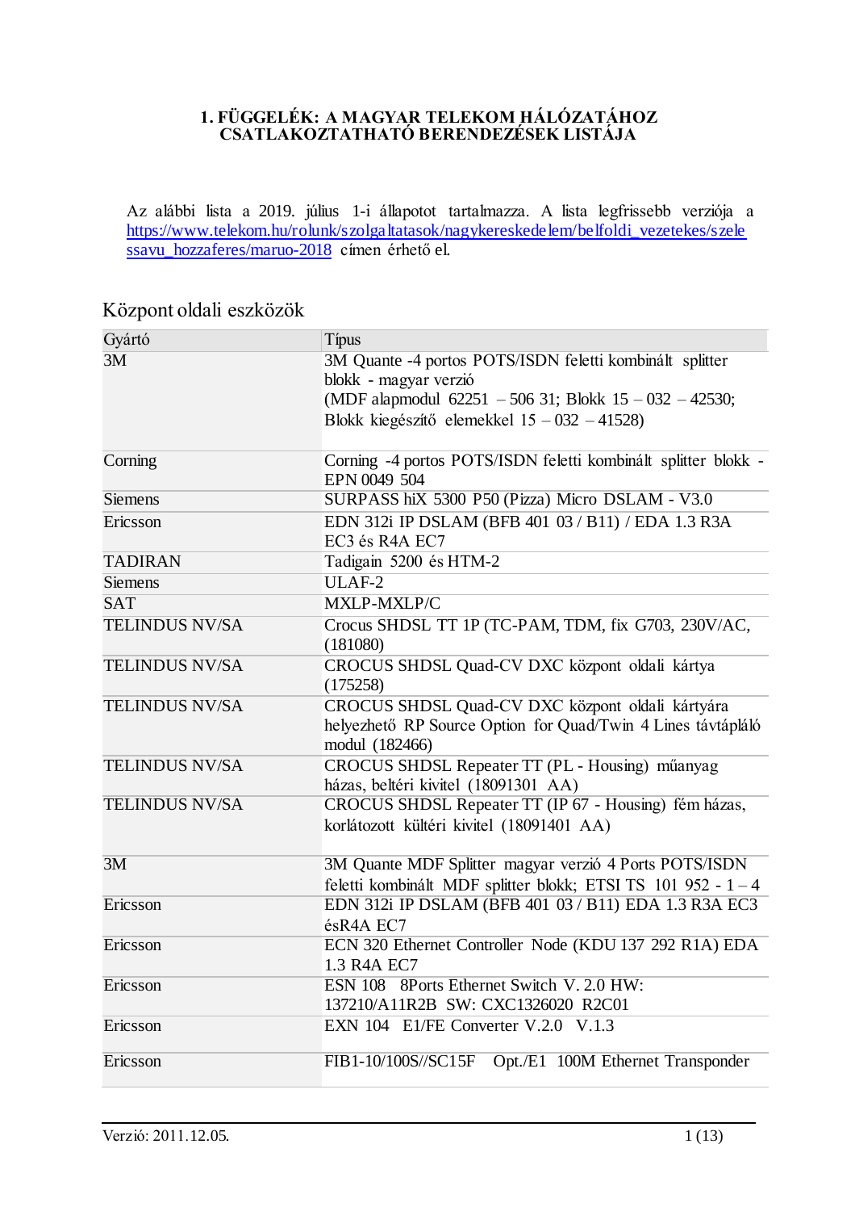# 1. FÜGGELÉK: A MAGYAR TELEKOM HÁLÓZATÁHOZ CSATLAKOZTATHATÓ BERENDEZÉSEK LISTÁJA

Az alábbi lista a 2019. július 1-i állapotot tartalmazza. A lista legfrissebb verziója a https://www.telekom.hu/rolunk/szolgaltatasok/nagykereskedelem/belfoldi_vezetekes/szelessavu_hozzaferes/maruo-2018 címen érhető el.

## Központ oldali eszközök

| Gyártó | Típus |
|---|---|
| 3M | 3M Quante -4 portos POTS/ISDN feletti kombinált splitter blokk - magyar verzió (MDF alapmodul 62251 – 506 31; Blokk 15 – 032 – 42530; Blokk kiegészítő elemekkel 15 – 032 – 41528) |
| Corning | Corning -4 portos POTS/ISDN feletti kombinált splitter blokk - EPN 0049 504 |
| Siemens | SURPASS hiX 5300 P50 (Pizza) Micro DSLAM - V3.0 |
| Ericsson | EDN 312i IP DSLAM (BFB 401 03 / B11) / EDA 1.3 R3A EC3 és R4A EC7 |
| TADIRAN | Tadigain 5200 és HTM-2 |
| Siemens | ULAF-2 |
| SAT | MXLP-MXLP/C |
| TELINDUS NV/SA | Crocus SHDSL TT 1P (TC-PAM, TDM, fix G703, 230V/AC, (181080) |
| TELINDUS NV/SA | CROCUS SHDSL Quad-CV DXC központ oldali kártya (175258) |
| TELINDUS NV/SA | CROCUS SHDSL Quad-CV DXC központ oldali kártyára helyezhető RP Source Option for Quad/Twin 4 Lines távtápláló modul (182466) |
| TELINDUS NV/SA | CROCUS SHDSL Repeater TT (PL - Housing) műanyag házas, beltéri kivitel (18091301 AA) |
| TELINDUS NV/SA | CROCUS SHDSL Repeater TT (IP 67 - Housing) fém házas, korlátozott kültéri kivitel (18091401 AA) |
| 3M | 3M Quante MDF Splitter magyar verzió 4 Ports POTS/ISDN feletti kombinált MDF splitter blokk; ETSI TS 101 952 - 1 – 4 |
| Ericsson | EDN 312i IP DSLAM (BFB 401 03 / B11) EDA 1.3 R3A EC3 ésR4A EC7 |
| Ericsson | ECN 320 Ethernet Controller Node (KDU 137 292 R1A) EDA 1.3 R4A EC7 |
| Ericsson | ESN 108 8Ports Ethernet Switch V. 2.0 HW: 137210/A11R2B SW: CXC1326020 R2C01 |
| Ericsson | EXN 104 E1/FE Converter V.2.0 V.1.3 |
| Ericsson | FIB1-10/100S//SC15F Opt./E1 100M Ethernet Transponder |

Verzió: 2011.12.05.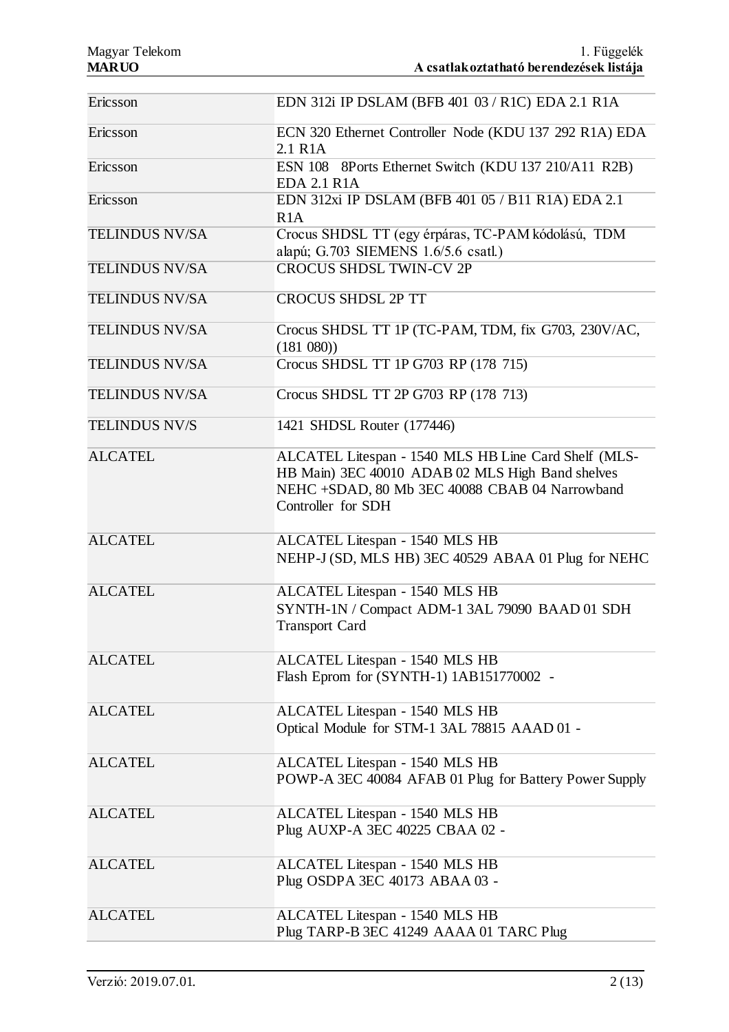| | |
|---|---|
| Ericsson | EDN 312i IP DSLAM (BFB 401 03 / R1C) EDA 2.1 R1A |
| Ericsson | ECN 320 Ethernet Controller Node (KDU 137 292 R1A) EDA 2.1 R1A |
| Ericsson | ESN 108 8Ports Ethernet Switch (KDU 137 210/A11 R2B) EDA 2.1 R1A |
| Ericsson | EDN 312xi IP DSLAM (BFB 401 05 / B11 R1A) EDA 2.1 R1A |
| TELINDUS NV/SA | Crocus SHDSL TT (egy érpáras, TC-PAM kódolású, TDM alapú; G.703 SIEMENS 1.6/5.6 csatl.) |
| TELINDUS NV/SA | CROCUS SHDSL TWIN-CV 2P |
| TELINDUS NV/SA | CROCUS SHDSL 2P TT |
| TELINDUS NV/SA | Crocus SHDSL TT 1P (TC-PAM, TDM, fix G703, 230V/AC, (181 080)) |
| TELINDUS NV/SA | Crocus SHDSL TT 1P G703 RP (178 715) |
| TELINDUS NV/SA | Crocus SHDSL TT 2P G703 RP (178 713) |
| TELINDUS NV/S | 1421 SHDSL Router (177446) |
| ALCATEL | ALCATEL Litespan - 1540 MLS HB Line Card Shelf (MLS-HB Main) 3EC 40010 ADAB 02 MLS High Band shelves NEHC +SDAD, 80 Mb 3EC 40088 CBAB 04 Narrowband Controller for SDH |
| ALCATEL | ALCATEL Litespan - 1540 MLS HB NEHP-J (SD, MLS HB) 3EC 40529 ABAA 01 Plug for NEHC |
| ALCATEL | ALCATEL Litespan - 1540 MLS HB SYNTH-1N / Compact ADM-1 3AL 79090 BAAD 01 SDH Transport Card |
| ALCATEL | ALCATEL Litespan - 1540 MLS HB Flash Eprom for (SYNTH-1) 1AB151770002 - |
| ALCATEL | ALCATEL Litespan - 1540 MLS HB Optical Module for STM-1 3AL 78815 AAAD 01 - |
| ALCATEL | ALCATEL Litespan - 1540 MLS HB POWP-A 3EC 40084 AFAB 01 Plug for Battery Power Supply |
| ALCATEL | ALCATEL Litespan - 1540 MLS HB Plug AUXP-A 3EC 40225 CBAA 02 - |
| ALCATEL | ALCATEL Litespan - 1540 MLS HB Plug OSDPA 3EC 40173 ABAA 03 - |
| ALCATEL | ALCATEL Litespan - 1540 MLS HB Plug TARP-B 3EC 41249 AAAA 01 TARC Plug |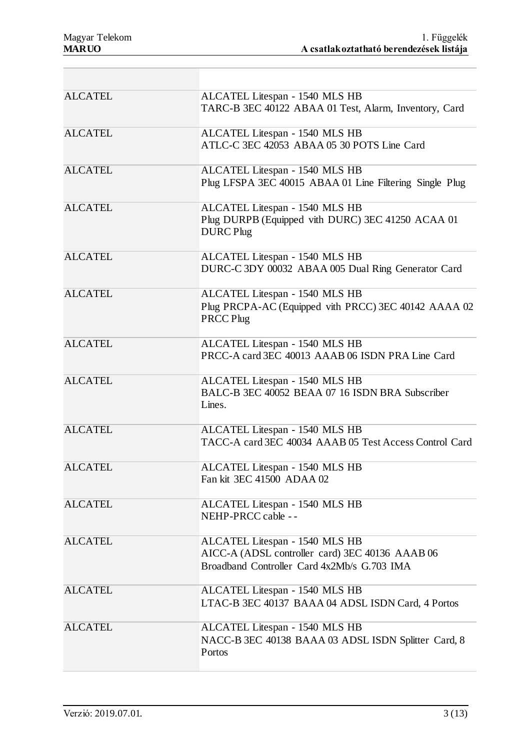| | |
|---|---|
| ALCATEL | ALCATEL Litespan - 1540 MLS HB<br>TARC-B 3EC 40122 ABAA 01 Test, Alarm, Inventory, Card |
| ALCATEL | ALCATEL Litespan - 1540 MLS HB<br>ATLC-C 3EC 42053 ABAA 05 30 POTS Line Card |
| ALCATEL | ALCATEL Litespan - 1540 MLS HB<br>Plug LFSPA 3EC 40015 ABAA 01 Line Filtering Single Plug |
| ALCATEL | ALCATEL Litespan - 1540 MLS HB<br>Plug DURPB (Equipped vith DURC) 3EC 41250 ACAA 01 DURC Plug |
| ALCATEL | ALCATEL Litespan - 1540 MLS HB<br>DURC-C 3DY 00032 ABAA 005 Dual Ring Generator Card |
| ALCATEL | ALCATEL Litespan - 1540 MLS HB<br>Plug PRCPA-AC (Equipped vith PRCC) 3EC 40142 AAAA 02 PRCC Plug |
| ALCATEL | ALCATEL Litespan - 1540 MLS HB<br>PRCC-A card 3EC 40013 AAAB 06 ISDN PRA Line Card |
| ALCATEL | ALCATEL Litespan - 1540 MLS HB<br>BALC-B 3EC 40052 BEAA 07 16 ISDN BRA Subscriber Lines. |
| ALCATEL | ALCATEL Litespan - 1540 MLS HB<br>TACC-A card 3EC 40034 AAAB 05 Test Access Control Card |
| ALCATEL | ALCATEL Litespan - 1540 MLS HB<br>Fan kit 3EC 41500 ADAA 02 |
| ALCATEL | ALCATEL Litespan - 1540 MLS HB<br>NEHP-PRCC cable - - |
| ALCATEL | ALCATEL Litespan - 1540 MLS HB<br>AICC-A (ADSL controller card) 3EC 40136 AAAB 06 Broadband Controller Card 4x2Mb/s G.703 IMA |
| ALCATEL | ALCATEL Litespan - 1540 MLS HB<br>LTAC-B 3EC 40137 BAAA 04 ADSL ISDN Card, 4 Portos |
| ALCATEL | ALCATEL Litespan - 1540 MLS HB<br>NACC-B 3EC 40138 BAAA 03 ADSL ISDN Splitter Card, 8 Portos |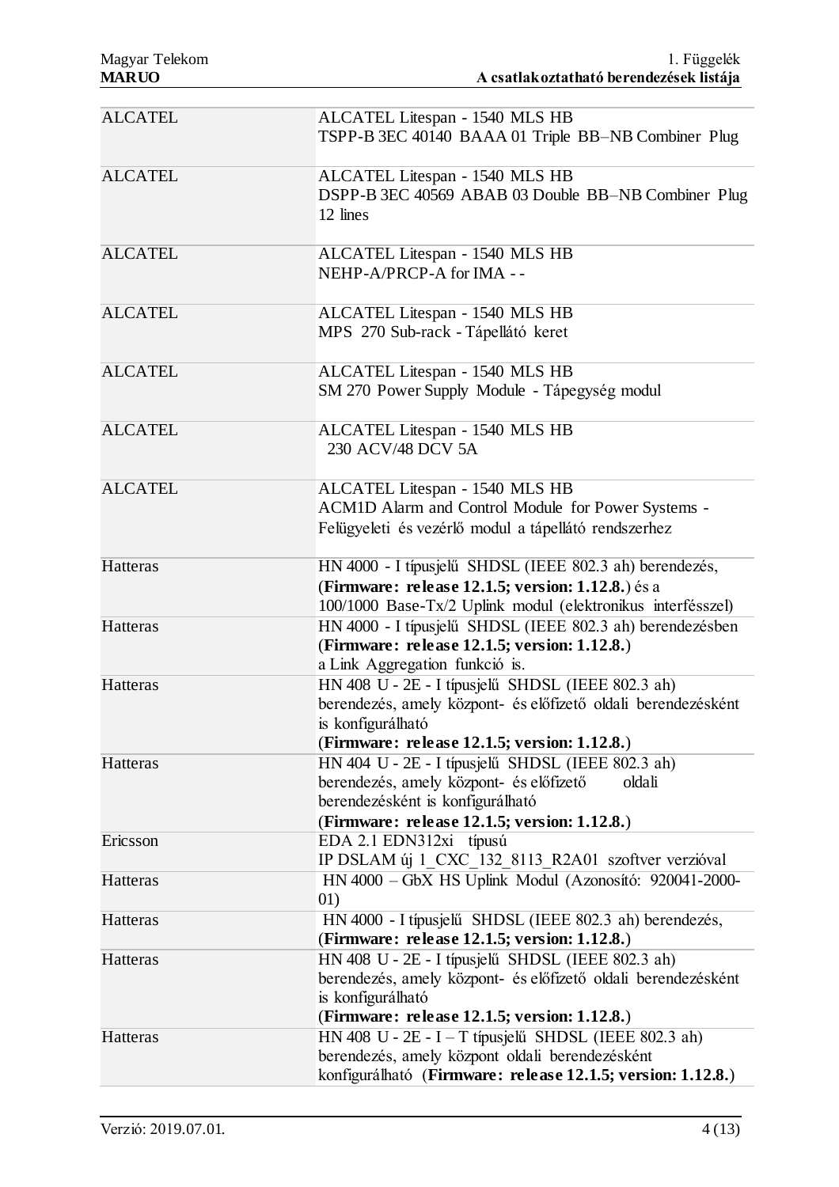| | |
|---|---|
| ALCATEL | ALCATEL Litespan - 1540 MLS HB<br>TSPP-B 3EC 40140 BAAA 01 Triple BB–NB Combiner Plug |
| ALCATEL | ALCATEL Litespan - 1540 MLS HB<br>DSPP-B 3EC 40569 ABAB 03 Double BB–NB Combiner Plug 12 lines |
| ALCATEL | ALCATEL Litespan - 1540 MLS HB<br>NEHP-A/PRCP-A for IMA - - |
| ALCATEL | ALCATEL Litespan - 1540 MLS HB<br>MPS 270 Sub-rack - Tápellátó keret |
| ALCATEL | ALCATEL Litespan - 1540 MLS HB<br>SM 270 Power Supply Module - Tápegység modul |
| ALCATEL | ALCATEL Litespan - 1540 MLS HB<br>230 ACV/48 DCV 5A |
| ALCATEL | ALCATEL Litespan - 1540 MLS HB<br>ACM1D Alarm and Control Module for Power Systems - Felügyeleti és vezérlő modul a tápellátó rendszerhez |
| Hatteras | HN 4000 - I típusjelű SHDSL (IEEE 802.3 ah) berendezés, (**Firmware: release 12.1.5; version: 1.12.8.**) és a 100/1000 Base-Tx/2 Uplink modul (elektronikus interfésszel) |
| Hatteras | HN 4000 - I típusjelű SHDSL (IEEE 802.3 ah) berendezésben (**Firmware: release 12.1.5; version: 1.12.8.**)<br>a Link Aggregation funkció is. |
| Hatteras | HN 408 U - 2E - I típusjelű SHDSL (IEEE 802.3 ah) berendezés, amely központ- és előfizető oldali berendezésként is konfigurálható<br>(**Firmware: release 12.1.5; version: 1.12.8.**) |
| Hatteras | HN 404 U - 2E - I típusjelű SHDSL (IEEE 802.3 ah) berendezés, amely központ- és előfizető oldali berendezésként is konfigurálható<br>(**Firmware: release 12.1.5; version: 1.12.8.**) |
| Ericsson | EDA 2.1 EDN312xi típusú<br>IP DSLAM új 1_CXC_132_8113_R2A01 szoftver verzióval |
| Hatteras | HN 4000 – GbX HS Uplink Modul (Azonosító: 920041-2000-01) |
| Hatteras | HN 4000 - I típusjelű SHDSL (IEEE 802.3 ah) berendezés, (**Firmware: release 12.1.5; version: 1.12.8.**) |
| Hatteras | HN 408 U - 2E - I típusjelű SHDSL (IEEE 802.3 ah) berendezés, amely központ- és előfizető oldali berendezésként is konfigurálható<br>(**Firmware: release 12.1.5; version: 1.12.8.**) |
| Hatteras | HN 408 U - 2E - I – T típusjelű SHDSL (IEEE 802.3 ah) berendezés, amely központ oldali berendezésként konfigurálható (**Firmware: release 12.1.5; version: 1.12.8.**) |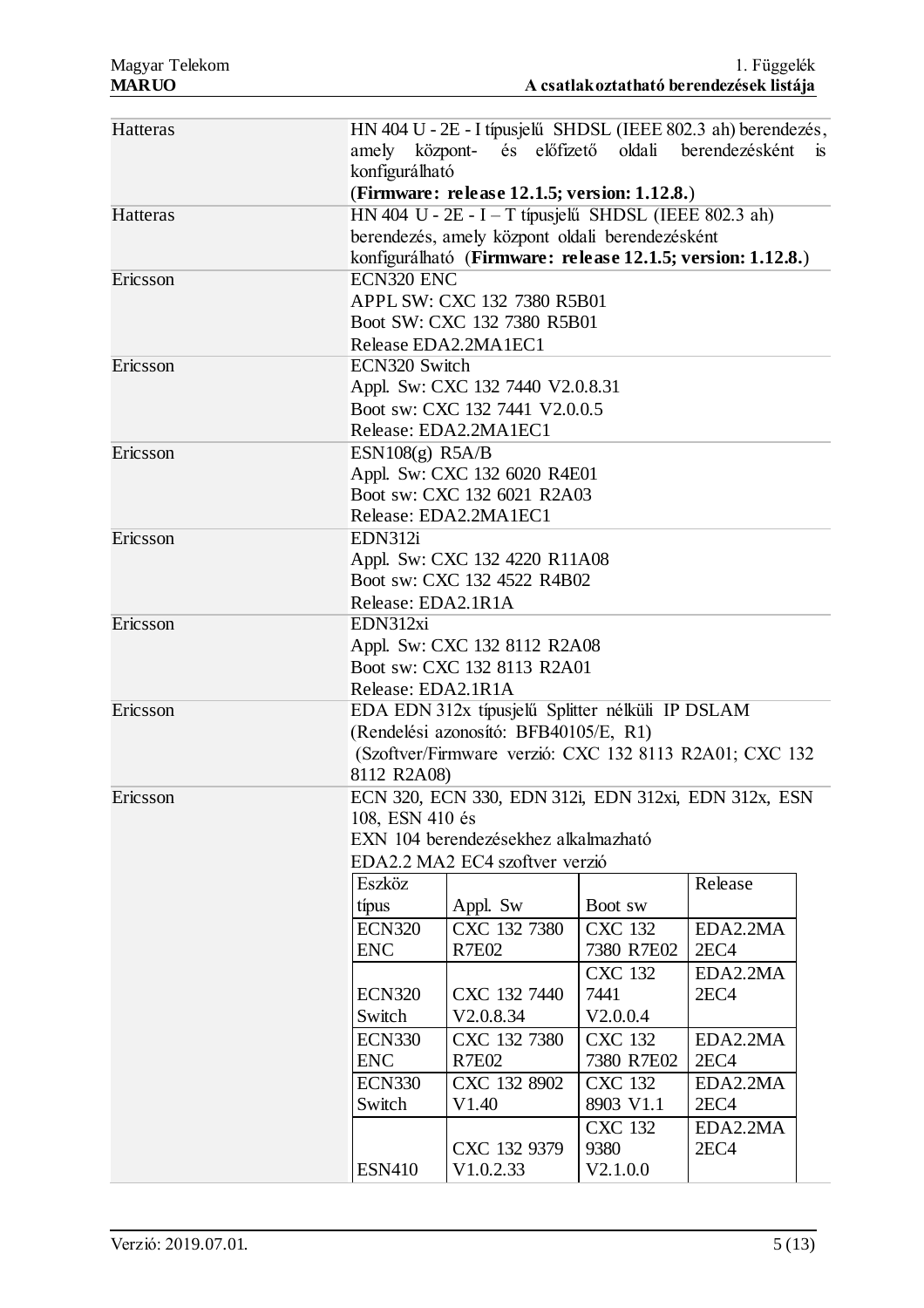| | |
|---|---|
| Hatteras | HN 404 U - 2E - I típusjelű SHDSL (IEEE 802.3 ah) berendezés, amely központ- és előfizető oldali berendezésként is konfigurálható<br>(**Firmware: release 12.1.5; version: 1.12.8.**) |
| Hatteras | HN 404 U - 2E - I – T típusjelű SHDSL (IEEE 802.3 ah) berendezés, amely központ oldali berendezésként konfigurálható (**Firmware: release 12.1.5; version: 1.12.8.**) |
| Ericsson | ECN320 ENC<br>APPL SW: CXC 132 7380 R5B01<br>Boot SW: CXC 132 7380 R5B01<br>Release EDA2.2MA1EC1 |
| Ericsson | ECN320 Switch<br>Appl. Sw: CXC 132 7440 V2.0.8.31<br>Boot sw: CXC 132 7441 V2.0.0.5<br>Release: EDA2.2MA1EC1 |
| Ericsson | ESN108(g) R5A/B<br>Appl. Sw: CXC 132 6020 R4E01<br>Boot sw: CXC 132 6021 R2A03<br>Release: EDA2.2MA1EC1 |
| Ericsson | EDN312i<br>Appl. Sw: CXC 132 4220 R11A08<br>Boot sw: CXC 132 4522 R4B02<br>Release: EDA2.1R1A |
| Ericsson | EDN312xi<br>Appl. Sw: CXC 132 8112 R2A08<br>Boot sw: CXC 132 8113 R2A01<br>Release: EDA2.1R1A |
| Ericsson | EDA EDN 312x típusjelű Splitter nélküli IP DSLAM<br>(Rendelési azonosító: BFB40105/E, R1)<br>(Szoftver/Firmware verzió: CXC 132 8113 R2A01; CXC 132 8112 R2A08) |
| Ericsson | ECN 320, ECN 330, EDN 312i, EDN 312xi, EDN 312x, ESN 108, ESN 410 és<br>EXN 104 berendezésekhez alkalmazható<br>EDA2.2 MA2 EC4 szoftver verzió |

| Eszköz típus | Appl. Sw | Boot sw | Release |
|---|---|---|---|
| ECN320 ENC | CXC 132 7380 R7E02 | CXC 132 7380 R7E02 | EDA2.2MA2EC4 |
| ECN320 Switch | CXC 132 7440 V2.0.8.34 | CXC 132 7441 V2.0.0.4 | EDA2.2MA2EC4 |
| ECN330 ENC | CXC 132 7380 R7E02 | CXC 132 7380 R7E02 | EDA2.2MA2EC4 |
| ECN330 Switch | CXC 132 8902 V1.40 | CXC 132 8903 V1.1 | EDA2.2MA2EC4 |
| ESN410 | CXC 132 9379 V1.0.2.33 | CXC 132 9380 V2.1.0.0 | EDA2.2MA2EC4 |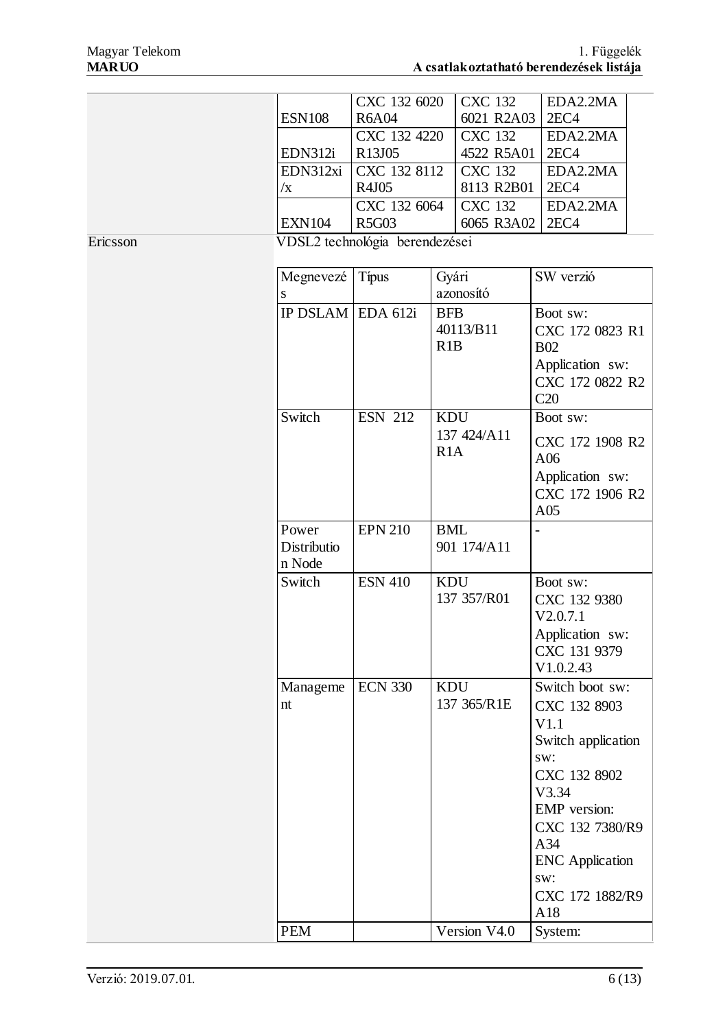| | | | |
|---|---|---|---|
| ESN108 | CXC 132 6020 R6A04 | CXC 132 6021 R2A03 | EDA2.2MA 2EC4 |
| EDN312i | CXC 132 4220 R13J05 | CXC 132 4522 R5A01 | EDA2.2MA 2EC4 |
| EDN312xi /x | CXC 132 8112 R4J05 | CXC 132 8113 R2B01 | EDA2.2MA 2EC4 |
| EXN104 | CXC 132 6064 R5G03 | CXC 132 6065 R3A02 | EDA2.2MA 2EC4 |

Ericsson

VDSL2 technológia berendezései

| Megnevezés | Típus | Gyári azonosító | SW verzió |
|---|---|---|---|
| IP DSLAM | EDA 612i | BFB 40113/B11 R1B | Boot sw: CXC 172 0823 R1 B02 Application sw: CXC 172 0822 R2 C20 |
| Switch | ESN 212 | KDU 137 424/A11 R1A | Boot sw: CXC 172 1908 R2 A06 Application sw: CXC 172 1906 R2 A05 |
| Power Distribution Node | EPN 210 | BML 901 174/A11 | - |
| Switch | ESN 410 | KDU 137 357/R01 | Boot sw: CXC 132 9380 V2.0.7.1 Application sw: CXC 131 9379 V1.0.2.43 |
| Management | ECN 330 | KDU 137 365/R1E | Switch boot sw: CXC 132 8903 V1.1 Switch application sw: CXC 132 8902 V3.34 EMP version: CXC 132 7380/R9 A34 ENC Application sw: CXC 172 1882/R9 A18 |
| PEM | | Version V4.0 | System: |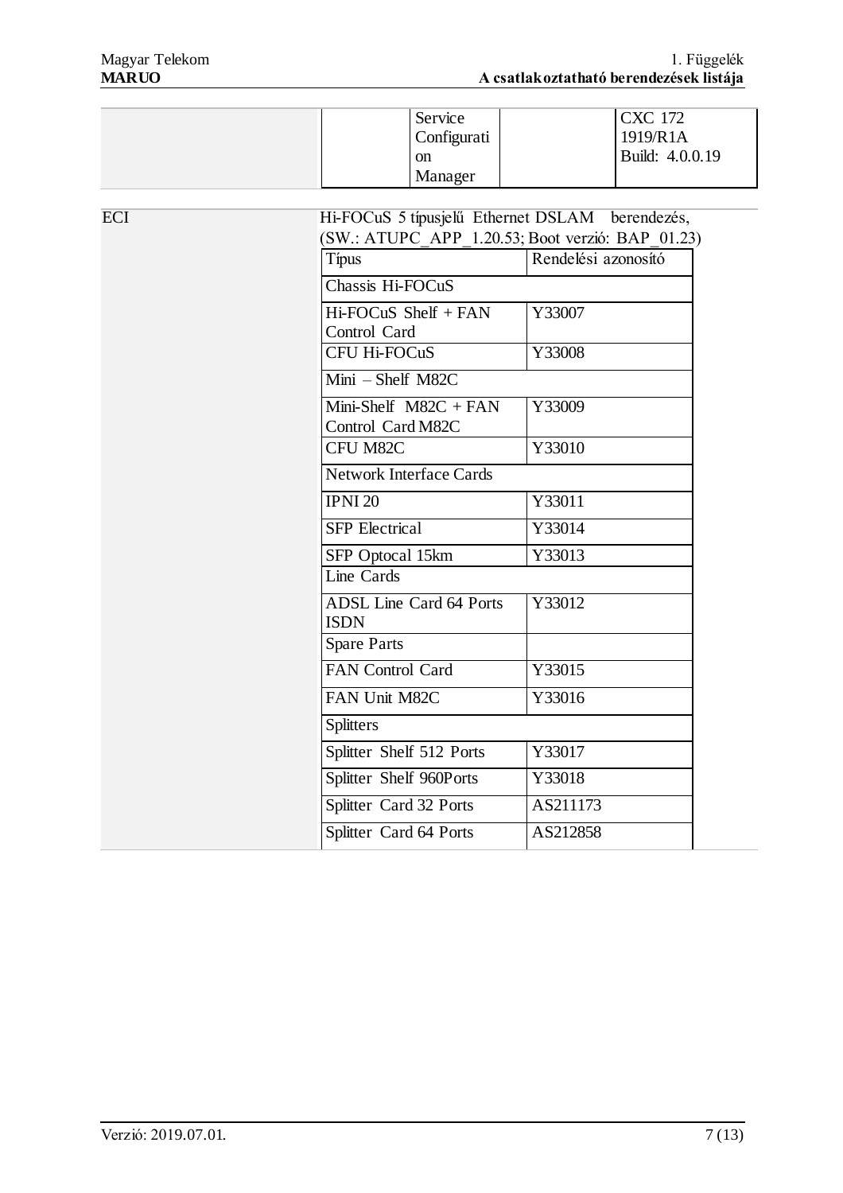| | | Service Configuration Manager | | CXC 172 1919/R1A Build: 4.0.0.19 |
|---|---|---|---|---|

ECI

Hi-FOCuS 5 típusjelű Ethernet DSLAM berendezés, (SW.: ATUPC_APP_1.20.53; Boot verzió: BAP_01.23)

| Típus | Rendelési azonosító |
|---|---|
| Chassis Hi-FOCuS | |
| Hi-FOCuS Shelf + FAN Control Card | Y33007 |
| CFU Hi-FOCuS | Y33008 |
| Mini – Shelf M82C | |
| Mini-Shelf M82C + FAN Control Card M82C | Y33009 |
| CFU M82C | Y33010 |
| Network Interface Cards | |
| IPNI 20 | Y33011 |
| SFP Electrical | Y33014 |
| SFP Optocal 15km | Y33013 |
| Line Cards | |
| ADSL Line Card 64 Ports ISDN | Y33012 |
| Spare Parts | |
| FAN Control Card | Y33015 |
| FAN Unit M82C | Y33016 |
| Splitters | |
| Splitter Shelf 512 Ports | Y33017 |
| Splitter Shelf 960Ports | Y33018 |
| Splitter Card 32 Ports | AS211173 |
| Splitter Card 64 Ports | AS212858 |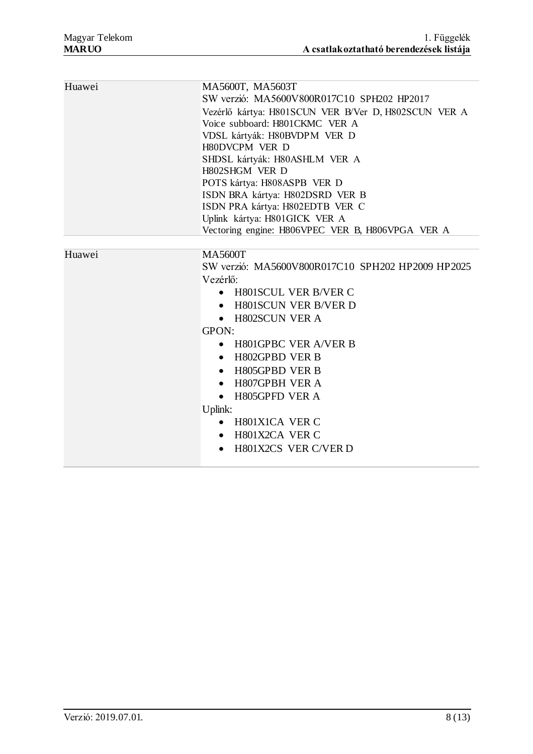| | |
|---|---|
| Huawei | MA5600T, MA5603T<br>SW verzió: MA5600V800R017C10 SPH202 HP2017<br>Vezérlő kártya: H801SCUN VER B/Ver D, H802SCUN VER A<br>Voice subboard: H801CKMC VER A<br>VDSL kártyák: H80BVDPM VER D<br>H80DVCPM VER D<br>SHDSL kártyák: H80ASHLM VER A<br>H802SHGM VER D<br>POTS kártya: H808ASPB VER D<br>ISDN BRA kártya: H802DSRD VER B<br>ISDN PRA kártya: H802EDTB VER C<br>Uplink kártya: H801GICK VER A<br>Vectoring engine: H806VPEC VER B, H806VPGA VER A |
| Huawei | MA5600T<br>SW verzió: MA5600V800R017C10 SPH202 HP2009 HP2025<br>Vezérlő:<br>• H801SCUL VER B/VER C<br>• H801SCUN VER B/VER D<br>• H802SCUN VER A<br>GPON:<br>• H801GPBC VER A/VER B<br>• H802GPBD VER B<br>• H805GPBD VER B<br>• H807GPBH VER A<br>• H805GPFD VER A<br>Uplink:<br>• H801X1CA VER C<br>• H801X2CA VER C<br>• H801X2CS VER C/VER D |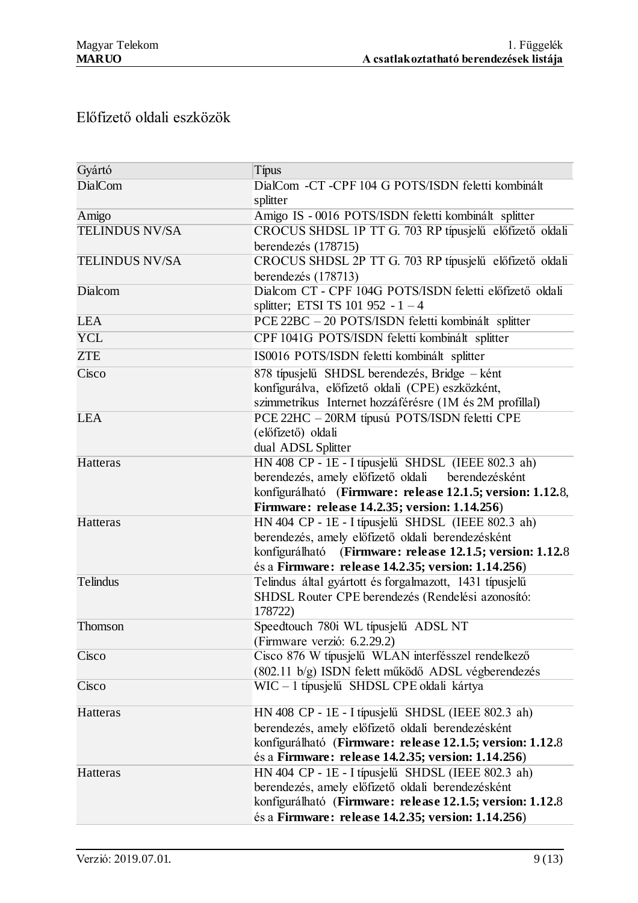# Előfizető oldali eszközök

| Gyártó | Típus |
| --- | --- |
| DialCom | DialCom -CT -CPF 104 G POTS/ISDN feletti kombinált splitter |
| Amigo | Amigo IS - 0016 POTS/ISDN feletti kombinált splitter |
| TELINDUS NV/SA | CROCUS SHDSL 1P TT G. 703 RP típusjelű előfizető oldali berendezés (178715) |
| TELINDUS NV/SA | CROCUS SHDSL 2P TT G. 703 RP típusjelű előfizető oldali berendezés (178713) |
| Dialcom | Dialcom CT - CPF 104G POTS/ISDN feletti előfizető oldali splitter; ETSI TS 101 952 - 1 – 4 |
| LEA | PCE 22BC – 20 POTS/ISDN feletti kombinált splitter |
| YCL | CPF 1041G POTS/ISDN feletti kombinált splitter |
| ZTE | IS0016 POTS/ISDN feletti kombinált splitter |
| Cisco | 878 típusjelű SHDSL berendezés, Bridge – ként konfigurálva, előfizető oldali (CPE) eszközként, szimmetrikus Internet hozzáférésre (1M és 2M profillal) |
| LEA | PCE 22HC – 20RM típusú POTS/ISDN feletti CPE (előfizető) oldali dual ADSL Splitter |
| Hatteras | HN 408 CP - 1E - I típusjelű SHDSL (IEEE 802.3 ah) berendezés, amely előfizető oldali berendezésként konfigurálható (**Firmware: release 12.1.5; version: 1.12.**8, **Firmware: release 14.2.35; version: 1.14.256**) |
| Hatteras | HN 404 CP - 1E - I típusjelű SHDSL (IEEE 802.3 ah) berendezés, amely előfizető oldali berendezésként konfigurálható (**Firmware: release 12.1.5; version: 1.12.**8 és a **Firmware: release 14.2.35; version: 1.14.256**) |
| Telindus | Telindus által gyártott és forgalmazott, 1431 típusjelű SHDSL Router CPE berendezés (Rendelési azonosító: 178722) |
| Thomson | Speedtouch 780i WL típusjelű ADSL NT (Firmware verzió: 6.2.29.2) |
| Cisco | Cisco 876 W típusjelű WLAN interfésszel rendelkező (802.11 b/g) ISDN felett működő ADSL végberendezés |
| Cisco | WIC – 1 típusjelű SHDSL CPE oldali kártya |
| Hatteras | HN 408 CP - 1E - I típusjelű SHDSL (IEEE 802.3 ah) berendezés, amely előfizető oldali berendezésként konfigurálható (**Firmware: release 12.1.5; version: 1.12.**8 és a **Firmware: release 14.2.35; version: 1.14.256**) |
| Hatteras | HN 404 CP - 1E - I típusjelű SHDSL (IEEE 802.3 ah) berendezés, amely előfizető oldali berendezésként konfigurálható (**Firmware: release 12.1.5; version: 1.12.**8 és a **Firmware: release 14.2.35; version: 1.14.256**) |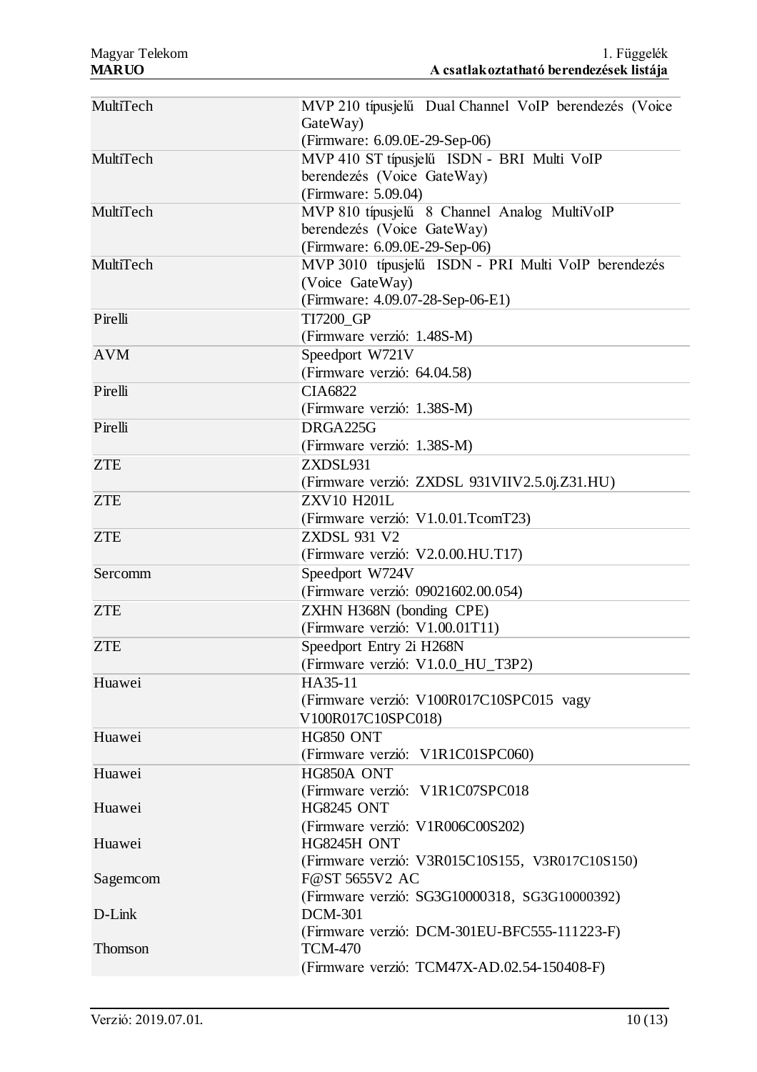| | |
|---|---|
| MultiTech | MVP 210 típusjelű Dual Channel VoIP berendezés (Voice GateWay) (Firmware: 6.09.0E-29-Sep-06) |
| MultiTech | MVP 410 ST típusjelű ISDN - BRI Multi VoIP berendezés (Voice GateWay) (Firmware: 5.09.04) |
| MultiTech | MVP 810 típusjelű 8 Channel Analog MultiVoIP berendezés (Voice GateWay) (Firmware: 6.09.0E-29-Sep-06) |
| MultiTech | MVP 3010 típusjelű ISDN - PRI Multi VoIP berendezés (Voice GateWay) (Firmware: 4.09.07-28-Sep-06-E1) |
| Pirelli | TI7200_GP (Firmware verzió: 1.48S-M) |
| AVM | Speedport W721V (Firmware verzió: 64.04.58) |
| Pirelli | CIA6822 (Firmware verzió: 1.38S-M) |
| Pirelli | DRGA225G (Firmware verzió: 1.38S-M) |
| ZTE | ZXDSL931 (Firmware verzió: ZXDSL 931VIIV2.5.0j.Z31.HU) |
| ZTE | ZXV10 H201L (Firmware verzió: V1.0.01.TcomT23) |
| ZTE | ZXDSL 931 V2 (Firmware verzió: V2.0.00.HU.T17) |
| Sercomm | Speedport W724V (Firmware verzió: 09021602.00.054) |
| ZTE | ZXHN H368N (bonding CPE) (Firmware verzió: V1.00.01T11) |
| ZTE | Speedport Entry 2i H268N (Firmware verzió: V1.0.0_HU_T3P2) |
| Huawei | HA35-11 (Firmware verzió: V100R017C10SPC015 vagy V100R017C10SPC018) |
| Huawei | HG850 ONT (Firmware verzió: V1R1C01SPC060) |
| Huawei | HG850A ONT (Firmware verzió: V1R1C07SPC018 |
| Huawei | HG8245 ONT (Firmware verzió: V1R006C00S202) |
| Huawei | HG8245H ONT (Firmware verzió: V3R015C10S155, V3R017C10S150) |
| Sagemcom | F@ST 5655V2 AC (Firmware verzió: SG3G10000318, SG3G10000392) |
| D-Link | DCM-301 (Firmware verzió: DCM-301EU-BFC555-111223-F) |
| Thomson | TCM-470 (Firmware verzió: TCM47X-AD.02.54-150408-F) |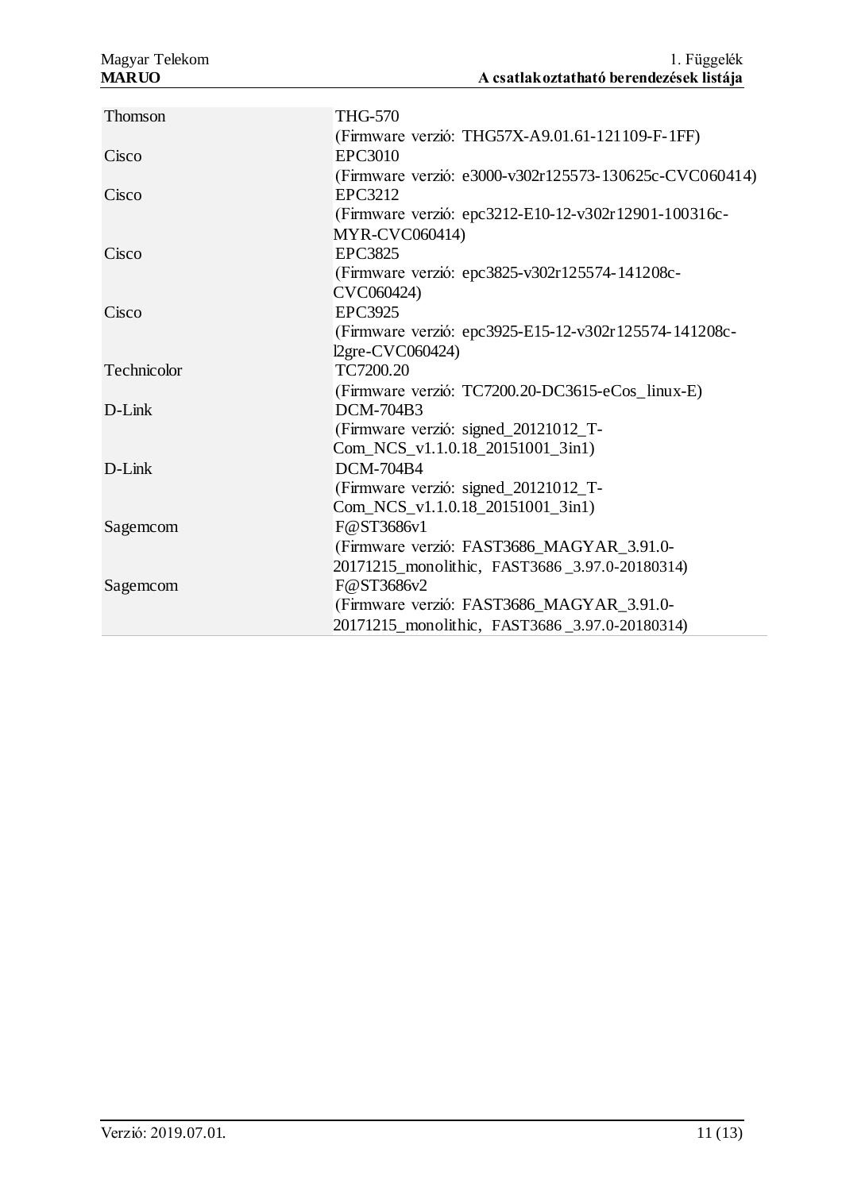| | |
|---|---|
| Thomson | THG-570<br>(Firmware verzió: THG57X-A9.01.61-121109-F-1FF) |
| Cisco | EPC3010<br>(Firmware verzió: e3000-v302r125573-130625c-CVC060414) |
| Cisco | EPC3212<br>(Firmware verzió: epc3212-E10-12-v302r12901-100316c-MYR-CVC060414) |
| Cisco | EPC3825<br>(Firmware verzió: epc3825-v302r125574-141208c-CVC060424) |
| Cisco | EPC3925<br>(Firmware verzió: epc3925-E15-12-v302r125574-141208c-l2gre-CVC060424) |
| Technicolor | TC7200.20<br>(Firmware verzió: TC7200.20-DC3615-eCos_linux-E) |
| D-Link | DCM-704B3<br>(Firmware verzió: signed_20121012_T-Com_NCS_v1.1.0.18_20151001_3in1) |
| D-Link | DCM-704B4<br>(Firmware verzió: signed_20121012_T-Com_NCS_v1.1.0.18_20151001_3in1) |
| Sagemcom | F@ST3686v1<br>(Firmware verzió: FAST3686_MAGYAR_3.91.0-20171215_monolithic, FAST3686 _3.97.0-20180314) |
| Sagemcom | F@ST3686v2<br>(Firmware verzió: FAST3686_MAGYAR_3.91.0-20171215_monolithic, FAST3686 _3.97.0-20180314) |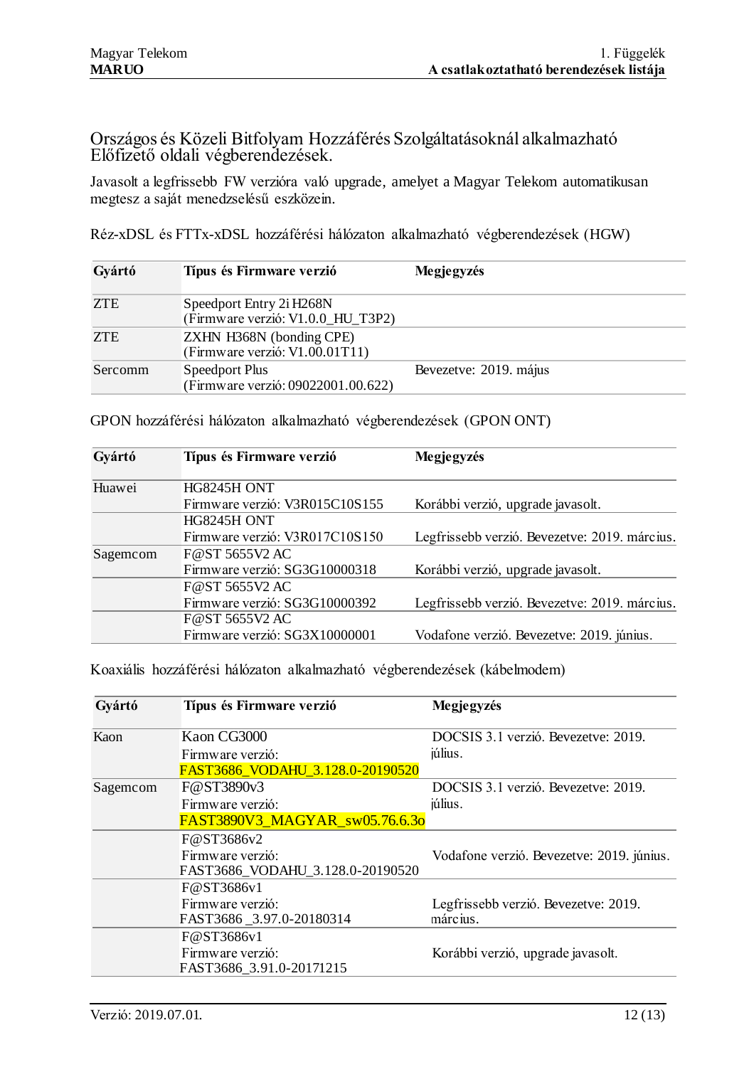## Országos és Közeli Bitfolyam Hozzáférés Szolgáltatásoknál alkalmazható Előfizető oldali végberendezések.

Javasolt a legfrissebb FW verzióra való upgrade, amelyet a Magyar Telekom automatikusan megtesz a saját menedzselésű eszközein.

Réz-xDSL és FTTx-xDSL hozzáférési hálózaton alkalmazható végberendezések (HGW)

| Gyártó | Típus és Firmware verzió | Megjegyzés |
|---|---|---|
| ZTE | Speedport Entry 2i H268N (Firmware verzió: V1.0.0_HU_T3P2) | |
| ZTE | ZXHN H368N (bonding CPE) (Firmware verzió: V1.00.01T11) | |
| Sercomm | Speedport Plus (Firmware verzió: 09022001.00.622) | Bevezetve: 2019. május |

GPON hozzáférési hálózaton alkalmazható végberendezések (GPON ONT)

| Gyártó | Típus és Firmware verzió | Megjegyzés |
|---|---|---|
| Huawei | HG8245H ONT Firmware verzió: V3R015C10S155 | Korábbi verzió, upgrade javasolt. |
| | HG8245H ONT Firmware verzió: V3R017C10S150 | Legfrissebb verzió. Bevezetve: 2019. március. |
| Sagemcom | F@ST 5655V2 AC Firmware verzió: SG3G10000318 | Korábbi verzió, upgrade javasolt. |
| | F@ST 5655V2 AC Firmware verzió: SG3G10000392 | Legfrissebb verzió. Bevezetve: 2019. március. |
| | F@ST 5655V2 AC Firmware verzió: SG3X10000001 | Vodafone verzió. Bevezetve: 2019. június. |

Koaxiális hozzáférési hálózaton alkalmazható végberendezések (kábelmodem)

| Gyártó | Típus és Firmware verzió | Megjegyzés |
|---|---|---|
| Kaon | Kaon CG3000 Firmware verzió: FAST3686_VODAHU_3.128.0-20190520 | DOCSIS 3.1 verzió. Bevezetve: 2019. július. |
| Sagemcom | F@ST3890v3 Firmware verzió: FAST3890V3_MAGYAR_sw05.76.6.3o | DOCSIS 3.1 verzió. Bevezetve: 2019. július. |
| | F@ST3686v2 Firmware verzió: FAST3686_VODAHU_3.128.0-20190520 | Vodafone verzió. Bevezetve: 2019. június. |
| | F@ST3686v1 Firmware verzió: FAST3686 _3.97.0-20180314 | Legfrissebb verzió. Bevezetve: 2019. március. |
| | F@ST3686v1 Firmware verzió: FAST3686_3.91.0-20171215 | Korábbi verzió, upgrade javasolt. |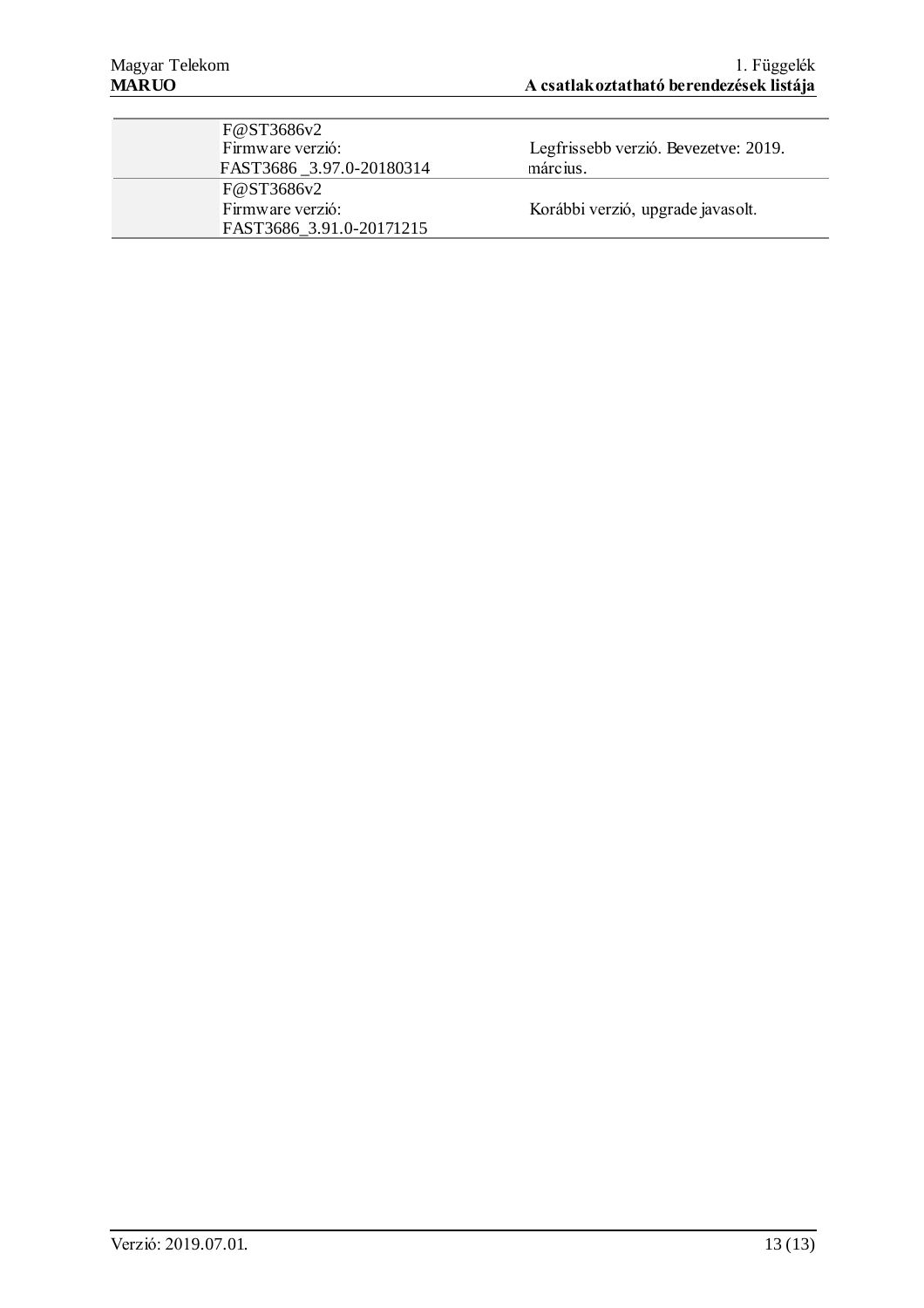| | | |
|---|---|---|
| | F@ST3686v2<br>Firmware verzió:<br>FAST3686 _3.97.0-20180314 | Legfrissebb verzió. Bevezetve: 2019. március. |
| | F@ST3686v2<br>Firmware verzió:<br>FAST3686_3.91.0-20171215 | Korábbi verzió, upgrade javasolt. |